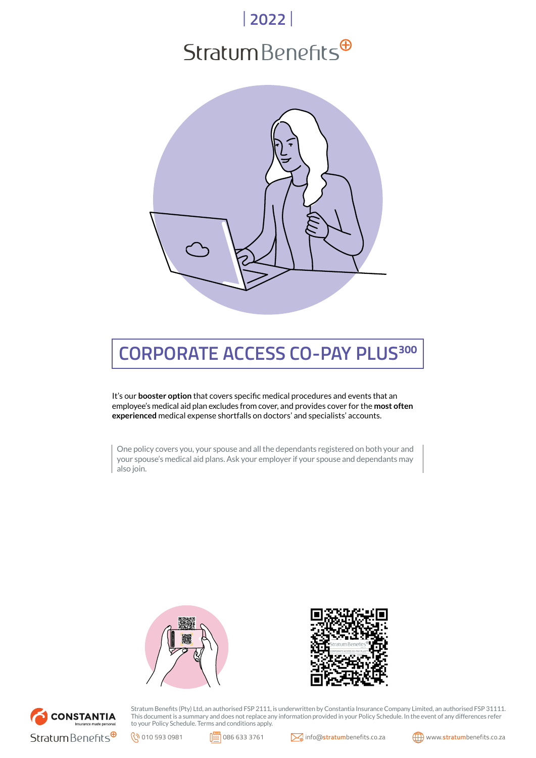| 2022 |

Stratum Benefits

# CORPORATE ACCESS CO-PAY PLUS[300]

It's our **booster option** that covers specific medical procedures and events that an employee's medical aid plan excludes from cover, and provides cover for the **most often experienced** medical expense shortfalls on doctors' and specialists' accounts.

One policy covers you, your spouse and all the dependants registered on both your and your spouse's medical aid plans. Ask your employer if your spouse and dependants may also join.

Stratum Benefits (Pty) Ltd, an authorised FSP 2111, is underwritten by Constantia Insurance Company Limited, an authorised FSP 31111. This document is a summary and does not replace any information provided in your Policy Schedule. In the event of any differences refer to your Policy Schedule. Terms and conditions apply.

010 593 0981 | 086 633 3761 | info@stratumbenefits.co.za | www.stratumbenefits.co.za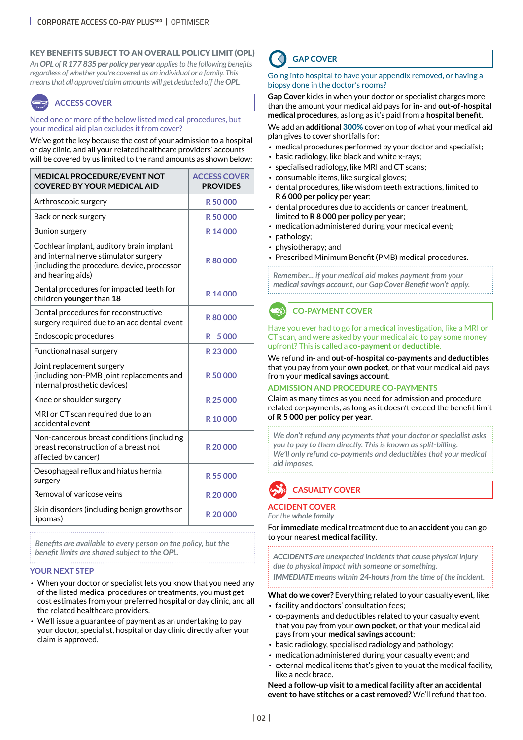## KEY BENEFITS SUBJECT TO AN OVERALL POLICY LIMIT (OPL)

*An **OPL** of **R 177 835 per policy per year** applies to the following benefits regardless of whether you're covered as an individual or a family. This means that all approved claim amounts will get deducted off the **OPL**.*

### ACCESS COVER

Need one or more of the below listed medical procedures, but your medical aid plan excludes it from cover?

We've got the key because the cost of your admission to a hospital or day clinic, and all your related healthcare providers' accounts will be covered by us limited to the rand amounts as shown below:

| MEDICAL PROCEDURE/EVENT NOT COVERED BY YOUR MEDICAL AID | ACCESS COVER PROVIDES |
|---|---|
| Arthroscopic surgery | R 50 000 |
| Back or neck surgery | R 50 000 |
| Bunion surgery | R 14 000 |
| Cochlear implant, auditory brain implant and internal nerve stimulator surgery (including the procedure, device, processor and hearing aids) | R 80 000 |
| Dental procedures for impacted teeth for children **younger** than **18** | R 14 000 |
| Dental procedures for reconstructive surgery required due to an accidental event | R 80 000 |
| Endoscopic procedures | R 5 000 |
| Functional nasal surgery | R 23 000 |
| Joint replacement surgery (including non-PMB joint replacements and internal prosthetic devices) | R 50 000 |
| Knee or shoulder surgery | R 25 000 |
| MRI or CT scan required due to an accidental event | R 10 000 |
| Non-cancerous breast conditions (including breast reconstruction of a breast not affected by cancer) | R 20 000 |
| Oesophageal reflux and hiatus hernia surgery | R 55 000 |
| Removal of varicose veins | R 20 000 |
| Skin disorders (including benign growths or lipomas) | R 20 000 |

*Benefits are available to every person on the policy, but the benefit limits are shared subject to the OPL.*

#### YOUR NEXT STEP

- When your doctor or specialist lets you know that you need any of the listed medical procedures or treatments, you must get cost estimates from your preferred hospital or day clinic, and all the related healthcare providers.
- We'll issue a guarantee of payment as an undertaking to pay your doctor, specialist, hospital or day clinic directly after your claim is approved.

### GAP COVER

Going into hospital to have your appendix removed, or having a biopsy done in the doctor's rooms?

**Gap Cover** kicks in when your doctor or specialist charges more than the amount your medical aid pays for **in-** and **out-of-hospital medical procedures**, as long as it's paid from a **hospital benefit**.

We add an **additional 300%** cover on top of what your medical aid plan gives to cover shortfalls for:

- medical procedures performed by your doctor and specialist;
- basic radiology, like black and white x-rays;
- specialised radiology, like MRI and CT scans;
- consumable items, like surgical gloves;
- dental procedures, like wisdom teeth extractions, limited to **R 6 000 per policy per year**;
- dental procedures due to accidents or cancer treatment, limited to **R 8 000 per policy per year**;
- medication administered during your medical event;
- pathology;
- physiotherapy; and
- Prescribed Minimum Benefit (PMB) medical procedures.

*Remember... if your medical aid makes payment from your **medical savings account**, our Gap Cover Benefit won't apply.*

### CO-PAYMENT COVER

Have you ever had to go for a medical investigation, like a MRI or CT scan, and were asked by your medical aid to pay some money upfront? This is called a **co-payment** or **deductible**.

We refund **in-** and **out-of-hospital co-payments** and **deductibles** that you pay from your **own pocket**, or that your medical aid pays from your **medical savings account**.

#### ADMISSION AND PROCEDURE CO-PAYMENTS

Claim as many times as you need for admission and procedure related co-payments, as long as it doesn't exceed the benefit limit of **R 5 000 per policy per year**.

*We don't refund any payments that your doctor or specialist asks you to pay to them directly. This is known as split-billing.*
*We'll only refund co-payments and deductibles that your medical aid imposes.*

### CASUALTY COVER

#### ACCIDENT COVER

*For the **whole family***

For **immediate** medical treatment due to an **accident** you can go to your nearest **medical facility**.

***ACCIDENTS** are unexpected incidents that cause physical injury due to physical impact with someone or something.*
***IMMEDIATE** means within 24-hours from the time of the incident.*

**What do we cover?** Everything related to your casualty event, like:

- facility and doctors' consultation fees;
- co-payments and deductibles related to your casualty event that you pay from your **own pocket**, or that your medical aid pays from your **medical savings account**;
- basic radiology, specialised radiology and pathology;
- medication administered during your casualty event; and
- external medical items that's given to you at the medical facility, like a neck brace.

**Need a follow-up visit to a medical facility after an accidental event to have stitches or a cast removed?** We'll refund that too.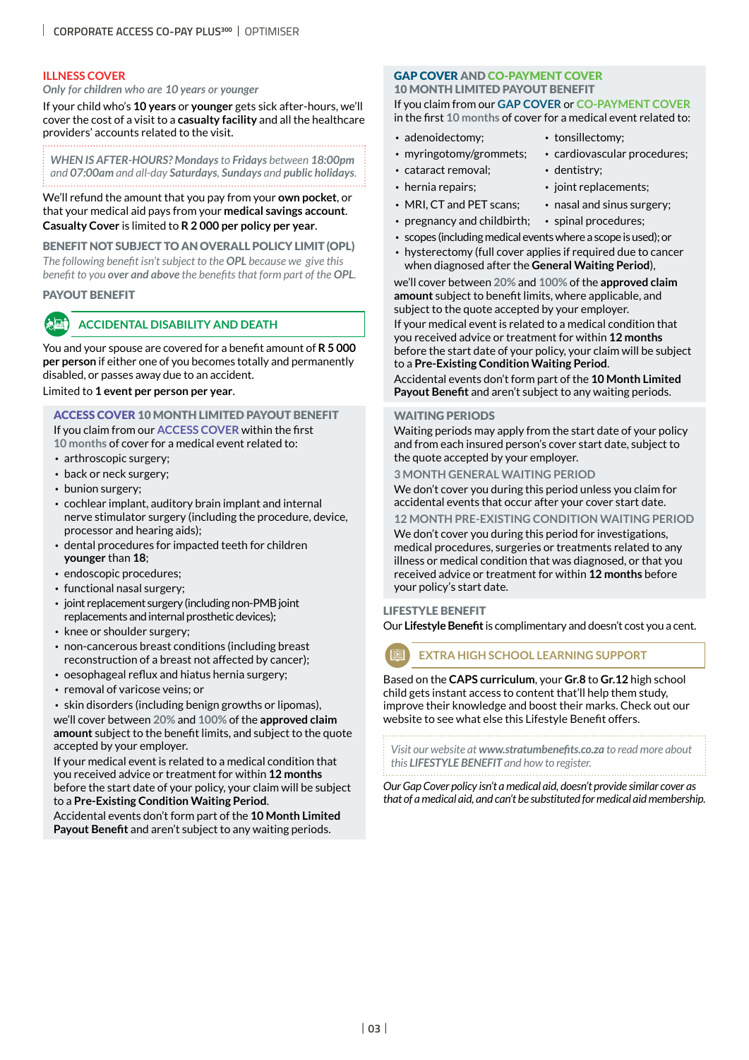## ILLNESS COVER

*Only for children who are 10 years or younger*

If your child who's **10 years** or **younger** gets sick after-hours, we'll cover the cost of a visit to a **casualty facility** and all the healthcare providers' accounts related to the visit.

*WHEN IS AFTER-HOURS? **Mondays** to **Fridays** between **18:00pm** and **07:00am** and all-day **Saturdays**, **Sundays** and **public holidays**.*

We'll refund the amount that you pay from your **own pocket**, or that your medical aid pays from your **medical savings account**. **Casualty Cover** is limited to **R 2 000 per policy per year**.

### BENEFIT NOT SUBJECT TO AN OVERALL POLICY LIMIT (OPL)

*The following benefit isn't subject to the **OPL** because we give this benefit to you **over and above** the benefits that form part of the **OPL**.*

### PAYOUT BENEFIT

### ACCIDENTAL DISABILITY AND DEATH

You and your spouse are covered for a benefit amount of **R 5 000 per person** if either one of you becomes totally and permanently disabled, or passes away due to an accident.

Limited to **1 event per person per year**.

### ACCESS COVER 10 MONTH LIMITED PAYOUT BENEFIT

If you claim from our ACCESS COVER within the first 10 months of cover for a medical event related to:

- arthroscopic surgery;
- back or neck surgery;
- bunion surgery;
- cochlear implant, auditory brain implant and internal nerve stimulator surgery (including the procedure, device, processor and hearing aids);
- dental procedures for impacted teeth for children **younger** than **18**;
- endoscopic procedures;
- functional nasal surgery;
- joint replacement surgery (including non-PMB joint replacements and internal prosthetic devices);
- knee or shoulder surgery;
- non-cancerous breast conditions (including breast reconstruction of a breast not affected by cancer);
- oesophageal reflux and hiatus hernia surgery;
- removal of varicose veins; or
- skin disorders (including benign growths or lipomas),

we'll cover between 20% and 100% of the **approved claim amount** subject to the benefit limits, and subject to the quote accepted by your employer.

If your medical event is related to a medical condition that you received advice or treatment for within **12 months** before the start date of your policy, your claim will be subject to a **Pre-Existing Condition Waiting Period**.

Accidental events don't form part of the **10 Month Limited Payout Benefit** and aren't subject to any waiting periods.

### GAP COVER AND CO-PAYMENT COVER

#### 10 MONTH LIMITED PAYOUT BENEFIT

If you claim from our GAP COVER or CO-PAYMENT COVER in the first 10 months of cover for a medical event related to:

- adenoidectomy;
- myringotomy/grommets;
- cataract removal;
- hernia repairs;
- MRI, CT and PET scans;
- pregnancy and childbirth;
- tonsillectomy;
- cardiovascular procedures;
- dentistry;
- joint replacements;
- nasal and sinus surgery;
- spinal procedures;
- scopes (including medical events where a scope is used); or
- hysterectomy (full cover applies if required due to cancer when diagnosed after the **General Waiting Period**),

we'll cover between 20% and 100% of the **approved claim amount** subject to benefit limits, where applicable, and subject to the quote accepted by your employer.

If your medical event is related to a medical condition that you received advice or treatment for within **12 months** before the start date of your policy, your claim will be subject to a **Pre-Existing Condition Waiting Period**.

Accidental events don't form part of the **10 Month Limited Payout Benefit** and aren't subject to any waiting periods.

### WAITING PERIODS

Waiting periods may apply from the start date of your policy and from each insured person's cover start date, subject to the quote accepted by your employer.

#### 3 MONTH GENERAL WAITING PERIOD

We don't cover you during this period unless you claim for accidental events that occur after your cover start date.

#### 12 MONTH PRE-EXISTING CONDITION WAITING PERIOD

We don't cover you during this period for investigations, medical procedures, surgeries or treatments related to any illness or medical condition that was diagnosed, or that you received advice or treatment for within **12 months** before your policy's start date.

### LIFESTYLE BENEFIT

Our **Lifestyle Benefit** is complimentary and doesn't cost you a cent.

### EXTRA HIGH SCHOOL LEARNING SUPPORT

Based on the **CAPS curriculum**, your **Gr.8** to **Gr.12** high school child gets instant access to content that'll help them study, improve their knowledge and boost their marks. Check out our website to see what else this Lifestyle Benefit offers.

*Visit our website at **www.stratumbenefits.co.za** to read more about this **LIFESTYLE BENEFIT** and how to register.*

*Our Gap Cover policy isn't a medical aid, doesn't provide similar cover as that of a medical aid, and can't be substituted for medical aid membership.*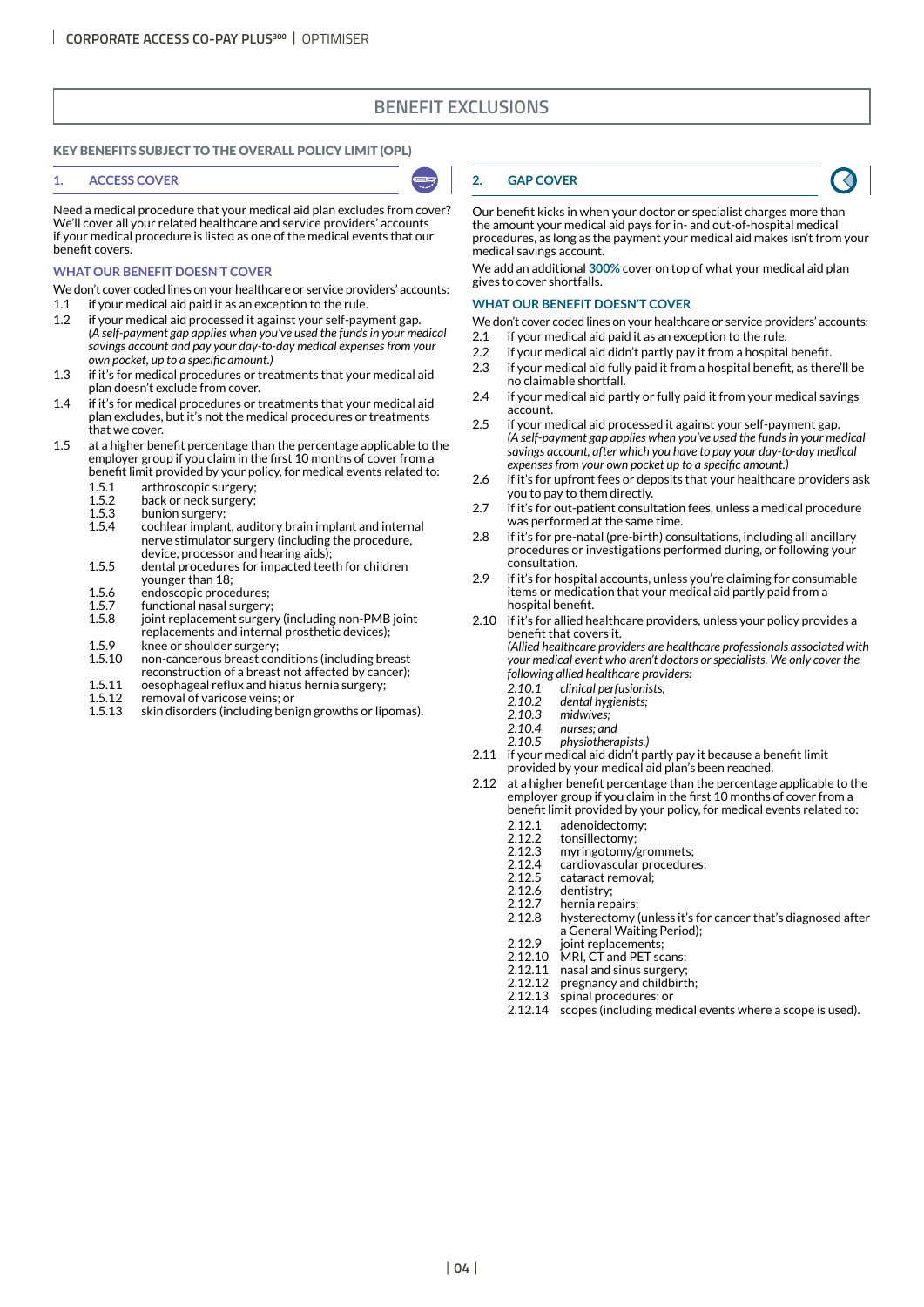# BENEFIT EXCLUSIONS

## KEY BENEFITS SUBJECT TO THE OVERALL POLICY LIMIT (OPL)

### 1. ACCESS COVER

Need a medical procedure that your medical aid plan excludes from cover? We'll cover all your related healthcare and service providers' accounts if your medical procedure is listed as one of the medical events that our benefit covers.

#### WHAT OUR BENEFIT DOESN'T COVER

We don't cover coded lines on your healthcare or service providers' accounts:

1.1 if your medical aid paid it as an exception to the rule.

1.2 if your medical aid processed it against your self-payment gap. *(A self-payment gap applies when you've used the funds in your medical savings account and pay your day-to-day medical expenses from your own pocket, up to a specific amount.)*

1.3 if it's for medical procedures or treatments that your medical aid plan doesn't exclude from cover.

1.4 if it's for medical procedures or treatments that your medical aid plan excludes, but it's not the medical procedures or treatments that we cover.

1.5 at a higher benefit percentage than the percentage applicable to the employer group if you claim in the first 10 months of cover from a benefit limit provided by your policy, for medical events related to:

- 1.5.1 arthroscopic surgery;
- 1.5.2 back or neck surgery;
- 1.5.3 bunion surgery;
- 1.5.4 cochlear implant, auditory brain implant and internal nerve stimulator surgery (including the procedure, device, processor and hearing aids);
- 1.5.5 dental procedures for impacted teeth for children younger than 18;
- 1.5.6 endoscopic procedures;
- 1.5.7 functional nasal surgery;
- 1.5.8 joint replacement surgery (including non-PMB joint replacements and internal prosthetic devices);
- 1.5.9 knee or shoulder surgery;
- 1.5.10 non-cancerous breast conditions (including breast reconstruction of a breast not affected by cancer);
- 1.5.11 oesophageal reflux and hiatus hernia surgery;
- 1.5.12 removal of varicose veins; or
- 1.5.13 skin disorders (including benign growths or lipomas).

### 2. GAP COVER

Our benefit kicks in when your doctor or specialist charges more than the amount your medical aid pays for in- and out-of-hospital medical procedures, as long as the payment your medical aid makes isn't from your medical savings account.

We add an additional **300%** cover on top of what your medical aid plan gives to cover shortfalls.

#### WHAT OUR BENEFIT DOESN'T COVER

We don't cover coded lines on your healthcare or service providers' accounts:

2.1 if your medical aid paid it as an exception to the rule.

2.2 if your medical aid didn't partly pay it from a hospital benefit.

2.3 if your medical aid fully paid it from a hospital benefit, as there'll be no claimable shortfall.

2.4 if your medical aid partly or fully paid it from your medical savings account.

2.5 if your medical aid processed it against your self-payment gap. *(A self-payment gap applies when you've used the funds in your medical savings account, after which you have to pay your day-to-day medical expenses from your own pocket up to a specific amount.)*

2.6 if it's for upfront fees or deposits that your healthcare providers ask you to pay to them directly.

2.7 if it's for out-patient consultation fees, unless a medical procedure was performed at the same time.

2.8 if it's for pre-natal (pre-birth) consultations, including all ancillary procedures or investigations performed during, or following your consultation.

2.9 if it's for hospital accounts, unless you're claiming for consumable items or medication that your medical aid partly paid from a hospital benefit.

2.10 if it's for allied healthcare providers, unless your policy provides a benefit that covers it. *(Allied healthcare providers are healthcare professionals associated with your medical event who aren't doctors or specialists. We only cover the following allied healthcare providers:*

- *2.10.1 clinical perfusionists;*
- *2.10.2 dental hygienists;*
- *2.10.3 midwives;*
- *2.10.4 nurses; and*
- *2.10.5 physiotherapists.)*

2.11 if your medical aid didn't partly pay it because a benefit limit provided by your medical aid plan's been reached.

2.12 at a higher benefit percentage than the percentage applicable to the employer group if you claim in the first 10 months of cover from a benefit limit provided by your policy, for medical events related to:

- 2.12.1 adenoidectomy;
- 2.12.2 tonsillectomy;
- 2.12.3 myringotomy/grommets;
- 2.12.4 cardiovascular procedures;
- 2.12.5 cataract removal;
- 2.12.6 dentistry;
- 2.12.7 hernia repairs;
- 2.12.8 hysterectomy (unless it's for cancer that's diagnosed after a General Waiting Period);
- 2.12.9 joint replacements;
- 2.12.10 MRI, CT and PET scans;
- 2.12.11 nasal and sinus surgery;
- 2.12.12 pregnancy and childbirth;
- 2.12.13 spinal procedures; or
- 2.12.14 scopes (including medical events where a scope is used).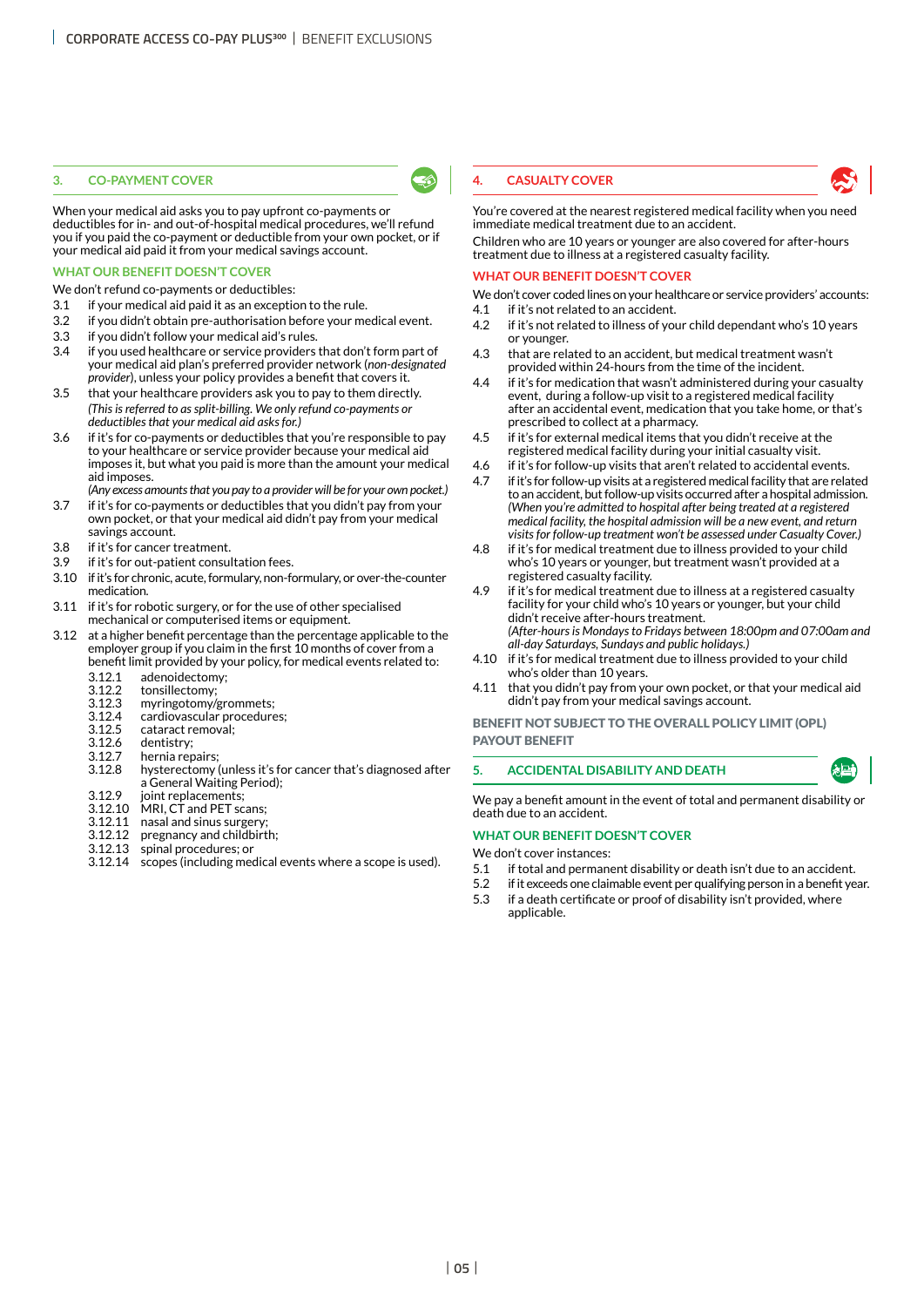## 3. CO-PAYMENT COVER

When your medical aid asks you to pay upfront co-payments or deductibles for in- and out-of-hospital medical procedures, we'll refund you if you paid the co-payment or deductible from your own pocket, or if your medical aid paid it from your medical savings account.

### WHAT OUR BENEFIT DOESN'T COVER

We don't refund co-payments or deductibles:

- 3.1 if your medical aid paid it as an exception to the rule.
- 3.2 if you didn't obtain pre-authorisation before your medical event.
- 3.3 if you didn't follow your medical aid's rules.
- 3.4 if you used healthcare or service providers that don't form part of your medical aid plan's preferred provider network (*non-designated provider*), unless your policy provides a benefit that covers it.
- 3.5 that your healthcare providers ask you to pay to them directly. *(This is referred to as split-billing. We only refund co-payments or deductibles that your medical aid asks for.)*
- 3.6 if it's for co-payments or deductibles that you're responsible to pay to your healthcare or service provider because your medical aid imposes it, but what you paid is more than the amount your medical aid imposes. *(Any excess amounts that you pay to a provider will be for your own pocket.)*
- 3.7 if it's for co-payments or deductibles that you didn't pay from your own pocket, or that your medical aid didn't pay from your medical savings account.
- 3.8 if it's for cancer treatment.
- 3.9 if it's for out-patient consultation fees.
- 3.10 if it's for chronic, acute, formulary, non-formulary, or over-the-counter medication.
- 3.11 if it's for robotic surgery, or for the use of other specialised mechanical or computerised items or equipment.
- 3.12 at a higher benefit percentage than the percentage applicable to the employer group if you claim in the first 10 months of cover from a benefit limit provided by your policy, for medical events related to:
  - 3.12.1 adenoidectomy;
  - 3.12.2 tonsillectomy;
  - 3.12.3 myringotomy/grommets;
  - 3.12.4 cardiovascular procedures;
  - 3.12.5 cataract removal;
  - 3.12.6 dentistry;
  - 3.12.7 hernia repairs;
  - 3.12.8 hysterectomy (unless it's for cancer that's diagnosed after a General Waiting Period);
  - 3.12.9 joint replacements;
  - 3.12.10 MRI, CT and PET scans;
  - 3.12.11 nasal and sinus surgery;
  - 3.12.12 pregnancy and childbirth;
  - 3.12.13 spinal procedures; or
  - 3.12.14 scopes (including medical events where a scope is used).

## 4. CASUALTY COVER

You're covered at the nearest registered medical facility when you need immediate medical treatment due to an accident.

Children who are 10 years or younger are also covered for after-hours treatment due to illness at a registered casualty facility.

### WHAT OUR BENEFIT DOESN'T COVER

We don't cover coded lines on your healthcare or service providers' accounts:

- 4.1 if it's not related to an accident.
- 4.2 if it's not related to illness of your child dependant who's 10 years or younger.
- 4.3 that are related to an accident, but medical treatment wasn't provided within 24-hours from the time of the incident.
- 4.4 if it's for medication that wasn't administered during your casualty event, during a follow-up visit to a registered medical facility after an accidental event, medication that you take home, or that's prescribed to collect at a pharmacy.
- 4.5 if it's for external medical items that you didn't receive at the registered medical facility during your initial casualty visit.
- 4.6 if it's for follow-up visits that aren't related to accidental events.
- 4.7 if it's for follow-up visits at a registered medical facility that are related to an accident, but follow-up visits occurred after a hospital admission. *(When you're admitted to hospital after being treated at a registered medical facility, the hospital admission will be a new event, and return visits for follow-up treatment won't be assessed under Casualty Cover.)*
- 4.8 if it's for medical treatment due to illness provided to your child who's 10 years or younger, but treatment wasn't provided at a registered casualty facility.
- 4.9 if it's for medical treatment due to illness at a registered casualty facility for your child who's 10 years or younger, but your child didn't receive after-hours treatment. *(After-hours is Mondays to Fridays between 18:00pm and 07:00am and all-day Saturdays, Sundays and public holidays.)*
- 4.10 if it's for medical treatment due to illness provided to your child who's older than 10 years.
- 4.11 that you didn't pay from your own pocket, or that your medical aid didn't pay from your medical savings account.

### BENEFIT NOT SUBJECT TO THE OVERALL POLICY LIMIT (OPL) PAYOUT BENEFIT

## 5. ACCIDENTAL DISABILITY AND DEATH

We pay a benefit amount in the event of total and permanent disability or death due to an accident.

### WHAT OUR BENEFIT DOESN'T COVER

We don't cover instances:

- 5.1 if total and permanent disability or death isn't due to an accident.
- 5.2 if it exceeds one claimable event per qualifying person in a benefit year.
- 5.3 if a death certificate or proof of disability isn't provided, where applicable.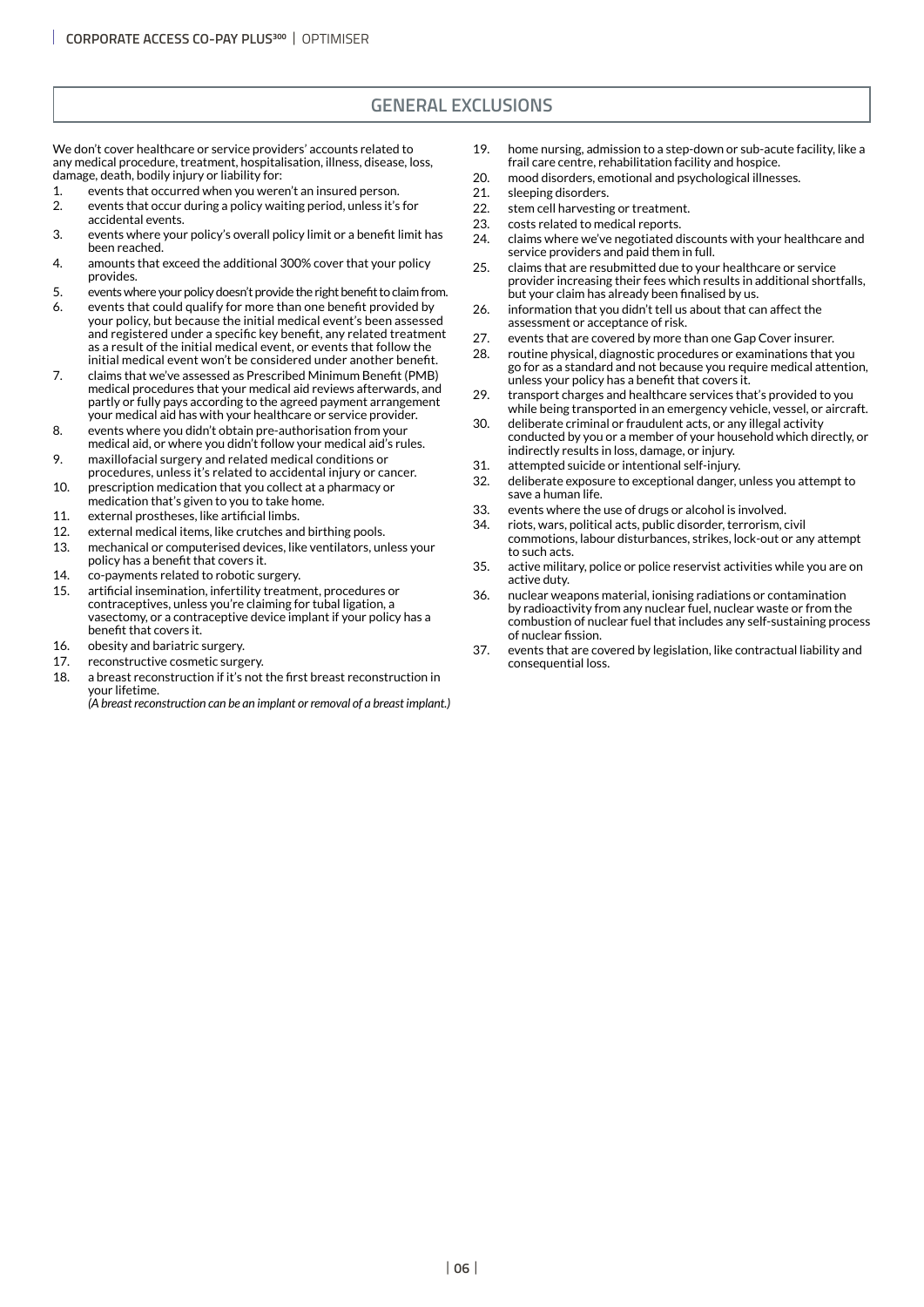## GENERAL EXCLUSIONS

We don't cover healthcare or service providers' accounts related to any medical procedure, treatment, hospitalisation, illness, disease, loss, damage, death, bodily injury or liability for:

1. events that occurred when you weren't an insured person.
2. events that occur during a policy waiting period, unless it's for accidental events.
3. events where your policy's overall policy limit or a benefit limit has been reached.
4. amounts that exceed the additional 300% cover that your policy provides.
5. events where your policy doesn't provide the right benefit to claim from.
6. events that could qualify for more than one benefit provided by your policy, but because the initial medical event's been assessed and registered under a specific key benefit, any related treatment as a result of the initial medical event, or events that follow the initial medical event won't be considered under another benefit.
7. claims that we've assessed as Prescribed Minimum Benefit (PMB) medical procedures that your medical aid reviews afterwards, and partly or fully pays according to the agreed payment arrangement your medical aid has with your healthcare or service provider.
8. events where you didn't obtain pre-authorisation from your medical aid, or where you didn't follow your medical aid's rules.
9. maxillofacial surgery and related medical conditions or procedures, unless it's related to accidental injury or cancer.
10. prescription medication that you collect at a pharmacy or medication that's given to you to take home.
11. external prostheses, like artificial limbs.
12. external medical items, like crutches and birthing pools.
13. mechanical or computerised devices, like ventilators, unless your policy has a benefit that covers it.
14. co-payments related to robotic surgery.
15. artificial insemination, infertility treatment, procedures or contraceptives, unless you're claiming for tubal ligation, a vasectomy, or a contraceptive device implant if your policy has a benefit that covers it.
16. obesity and bariatric surgery.
17. reconstructive cosmetic surgery.
18. a breast reconstruction if it's not the first breast reconstruction in your lifetime.
    *(A breast reconstruction can be an implant or removal of a breast implant.)*
19. home nursing, admission to a step-down or sub-acute facility, like a frail care centre, rehabilitation facility and hospice.
20. mood disorders, emotional and psychological illnesses.
21. sleeping disorders.
22. stem cell harvesting or treatment.
23. costs related to medical reports.
24. claims where we've negotiated discounts with your healthcare and service providers and paid them in full.
25. claims that are resubmitted due to your healthcare or service provider increasing their fees which results in additional shortfalls, but your claim has already been finalised by us.
26. information that you didn't tell us about that can affect the assessment or acceptance of risk.
27. events that are covered by more than one Gap Cover insurer.
28. routine physical, diagnostic procedures or examinations that you go for as a standard and not because you require medical attention, unless your policy has a benefit that covers it.
29. transport charges and healthcare services that's provided to you while being transported in an emergency vehicle, vessel, or aircraft.
30. deliberate criminal or fraudulent acts, or any illegal activity conducted by you or a member of your household which directly, or indirectly results in loss, damage, or injury.
31. attempted suicide or intentional self-injury.
32. deliberate exposure to exceptional danger, unless you attempt to save a human life.
33. events where the use of drugs or alcohol is involved.
34. riots, wars, political acts, public disorder, terrorism, civil commotions, labour disturbances, strikes, lock-out or any attempt to such acts.
35. active military, police or police reservist activities while you are on active duty.
36. nuclear weapons material, ionising radiations or contamination by radioactivity from any nuclear fuel, nuclear waste or from the combustion of nuclear fuel that includes any self-sustaining process of nuclear fission.
37. events that are covered by legislation, like contractual liability and consequential loss.